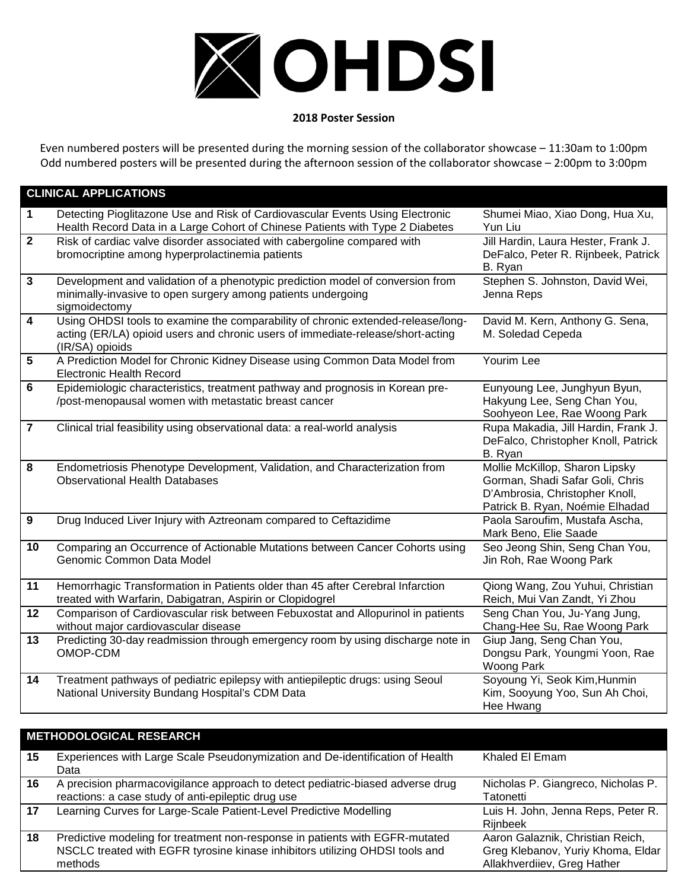# OHDSI

**2018 Poster Session**

Even numbered posters will be presented during the morning session of the collaborator showcase – 11:30am to 1:00pm
Odd numbered posters will be presented during the afternoon session of the collaborator showcase – 2:00pm to 3:00pm

| CLINICAL APPLICATIONS | | |
|---|---|---|
| 1 | Detecting Pioglitazone Use and Risk of Cardiovascular Events Using Electronic Health Record Data in a Large Cohort of Chinese Patients with Type 2 Diabetes | Shumei Miao, Xiao Dong, Hua Xu, Yun Liu |
| 2 | Risk of cardiac valve disorder associated with cabergoline compared with bromocriptine among hyperprolactinemia patients | Jill Hardin, Laura Hester, Frank J. DeFalco, Peter R. Rijnbeek, Patrick B. Ryan |
| 3 | Development and validation of a phenotypic prediction model of conversion from minimally-invasive to open surgery among patients undergoing sigmoidectomy | Stephen S. Johnston, David Wei, Jenna Reps |
| 4 | Using OHDSI tools to examine the comparability of chronic extended-release/long-acting (ER/LA) opioid users and chronic users of immediate-release/short-acting (IR/SA) opioids | David M. Kern, Anthony G. Sena, M. Soledad Cepeda |
| 5 | A Prediction Model for Chronic Kidney Disease using Common Data Model from Electronic Health Record | Yourim Lee |
| 6 | Epidemiologic characteristics, treatment pathway and prognosis in Korean pre-/post-menopausal women with metastatic breast cancer | Eunyoung Lee, Junghyun Byun, Hakyung Lee, Seng Chan You, Soohyeon Lee, Rae Woong Park |
| 7 | Clinical trial feasibility using observational data: a real-world analysis | Rupa Makadia, Jill Hardin, Frank J. DeFalco, Christopher Knoll, Patrick B. Ryan |
| 8 | Endometriosis Phenotype Development, Validation, and Characterization from Observational Health Databases | Mollie McKillop, Sharon Lipsky Gorman, Shadi Safar Goli, Chris D'Ambrosia, Christopher Knoll, Patrick B. Ryan, Noémie Elhadad |
| 9 | Drug Induced Liver Injury with Aztreonam compared to Ceftazidime | Paola Saroufim, Mustafa Ascha, Mark Beno, Elie Saade |
| 10 | Comparing an Occurrence of Actionable Mutations between Cancer Cohorts using Genomic Common Data Model | Seo Jeong Shin, Seng Chan You, Jin Roh, Rae Woong Park |
| 11 | Hemorrhagic Transformation in Patients older than 45 after Cerebral Infarction treated with Warfarin, Dabigatran, Aspirin or Clopidogrel | Qiong Wang, Zou Yuhui, Christian Reich, Mui Van Zandt, Yi Zhou |
| 12 | Comparison of Cardiovascular risk between Febuxostat and Allopurinol in patients without major cardiovascular disease | Seng Chan You, Ju-Yang Jung, Chang-Hee Su, Rae Woong Park |
| 13 | Predicting 30-day readmission through emergency room by using discharge note in OMOP-CDM | Giup Jang, Seng Chan You, Dongsu Park, Youngmi Yoon, Rae Woong Park |
| 14 | Treatment pathways of pediatric epilepsy with antiepileptic drugs: using Seoul National University Bundang Hospital's CDM Data | Soyoung Yi, Seok Kim,Hunmin Kim, Sooyung Yoo, Sun Ah Choi, Hee Hwang |

| METHODOLOGICAL RESEARCH | | |
|---|---|---|
| 15 | Experiences with Large Scale Pseudonymization and De-identification of Health Data | Khaled El Emam |
| 16 | A precision pharmacovigilance approach to detect pediatric-biased adverse drug reactions: a case study of anti-epileptic drug use | Nicholas P. Giangreco, Nicholas P. Tatonetti |
| 17 | Learning Curves for Large-Scale Patient-Level Predictive Modelling | Luis H. John, Jenna Reps, Peter R. Rijnbeek |
| 18 | Predictive modeling for treatment non-response in patients with EGFR-mutated NSCLC treated with EGFR tyrosine kinase inhibitors utilizing OHDSI tools and methods | Aaron Galaznik, Christian Reich, Greg Klebanov, Yuriy Khoma, Eldar Allakhverdiiev, Greg Hather |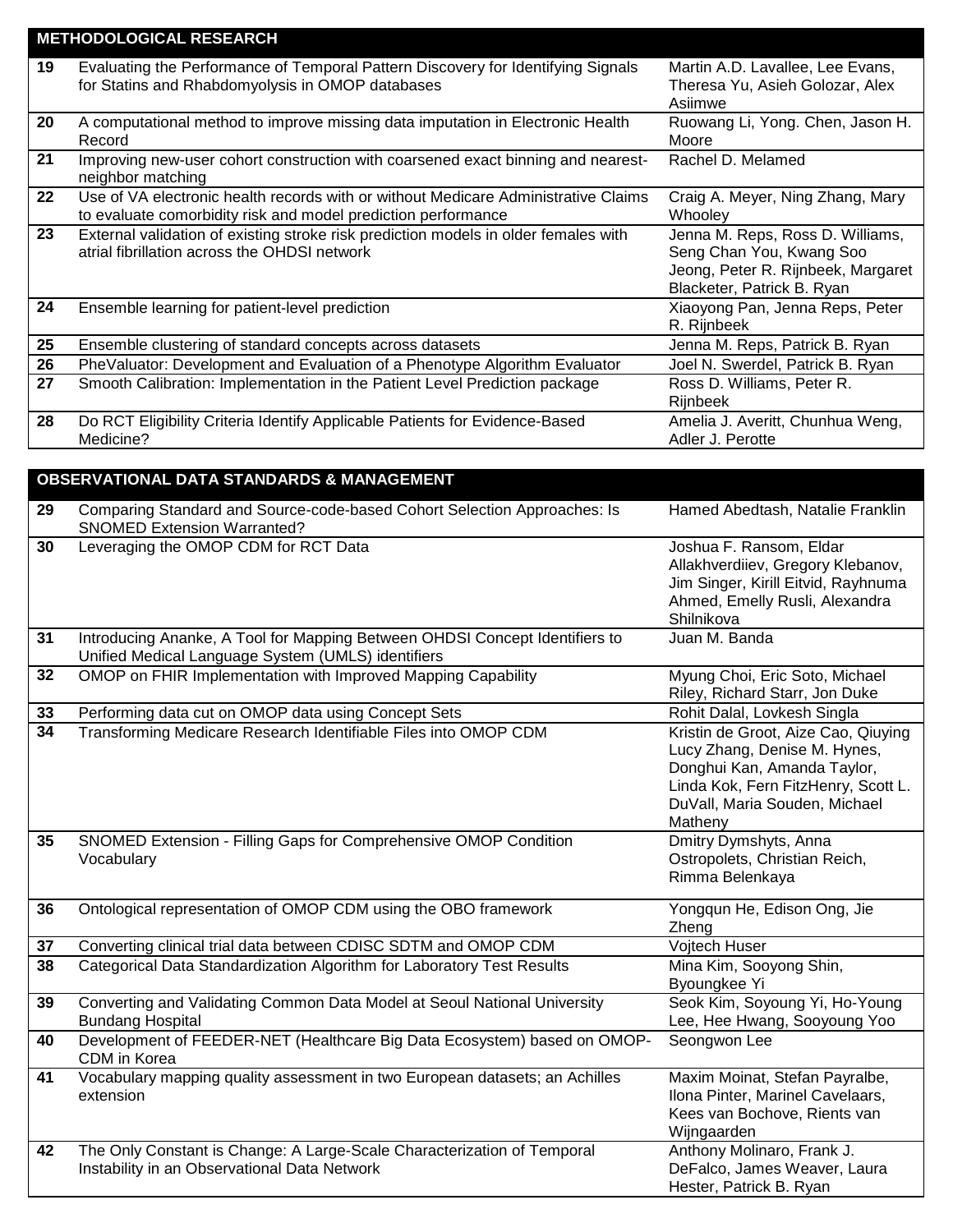| METHODOLOGICAL RESEARCH | | |
|---|---|---|
| 19 | Evaluating the Performance of Temporal Pattern Discovery for Identifying Signals for Statins and Rhabdomyolysis in OMOP databases | Martin A.D. Lavallee, Lee Evans, Theresa Yu, Asieh Golozar, Alex Asiimwe |
| 20 | A computational method to improve missing data imputation in Electronic Health Record | Ruowang Li, Yong. Chen, Jason H. Moore |
| 21 | Improving new-user cohort construction with coarsened exact binning and nearest-neighbor matching | Rachel D. Melamed |
| 22 | Use of VA electronic health records with or without Medicare Administrative Claims to evaluate comorbidity risk and model prediction performance | Craig A. Meyer, Ning Zhang, Mary Whooley |
| 23 | External validation of existing stroke risk prediction models in older females with atrial fibrillation across the OHDSI network | Jenna M. Reps, Ross D. Williams, Seng Chan You, Kwang Soo Jeong, Peter R. Rijnbeek, Margaret Blacketer, Patrick B. Ryan |
| 24 | Ensemble learning for patient-level prediction | Xiaoyong Pan, Jenna Reps, Peter R. Rijnbeek |
| 25 | Ensemble clustering of standard concepts across datasets | Jenna M. Reps, Patrick B. Ryan |
| 26 | PheValuator: Development and Evaluation of a Phenotype Algorithm Evaluator | Joel N. Swerdel, Patrick B. Ryan |
| 27 | Smooth Calibration: Implementation in the Patient Level Prediction package | Ross D. Williams, Peter R. Rijnbeek |
| 28 | Do RCT Eligibility Criteria Identify Applicable Patients for Evidence-Based Medicine? | Amelia J. Averitt, Chunhua Weng, Adler J. Perotte |

| OBSERVATIONAL DATA STANDARDS & MANAGEMENT | | |
|---|---|---|
| 29 | Comparing Standard and Source-code-based Cohort Selection Approaches: Is SNOMED Extension Warranted? | Hamed Abedtash, Natalie Franklin |
| 30 | Leveraging the OMOP CDM for RCT Data | Joshua F. Ransom, Eldar Allakhverdiiev, Gregory Klebanov, Jim Singer, Kirill Eitvid, Rayhnuma Ahmed, Emelly Rusli, Alexandra Shilnikova |
| 31 | Introducing Ananke, A Tool for Mapping Between OHDSI Concept Identifiers to Unified Medical Language System (UMLS) identifiers | Juan M. Banda |
| 32 | OMOP on FHIR Implementation with Improved Mapping Capability | Myung Choi, Eric Soto, Michael Riley, Richard Starr, Jon Duke |
| 33 | Performing data cut on OMOP data using Concept Sets | Rohit Dalal, Lovkesh Singla |
| 34 | Transforming Medicare Research Identifiable Files into OMOP CDM | Kristin de Groot, Aize Cao, Qiuying Lucy Zhang, Denise M. Hynes, Donghui Kan, Amanda Taylor, Linda Kok, Fern FitzHenry, Scott L. DuVall, Maria Souden, Michael Matheny |
| 35 | SNOMED Extension - Filling Gaps for Comprehensive OMOP Condition Vocabulary | Dmitry Dymshyts, Anna Ostropolets, Christian Reich, Rimma Belenkaya |
| 36 | Ontological representation of OMOP CDM using the OBO framework | Yongqun He, Edison Ong, Jie Zheng |
| 37 | Converting clinical trial data between CDISC SDTM and OMOP CDM | Vojtech Huser |
| 38 | Categorical Data Standardization Algorithm for Laboratory Test Results | Mina Kim, Sooyong Shin, Byoungkee Yi |
| 39 | Converting and Validating Common Data Model at Seoul National University Bundang Hospital | Seok Kim, Soyoung Yi, Ho-Young Lee, Hee Hwang, Sooyoung Yoo |
| 40 | Development of FEEDER-NET (Healthcare Big Data Ecosystem) based on OMOP-CDM in Korea | Seongwon Lee |
| 41 | Vocabulary mapping quality assessment in two European datasets; an Achilles extension | Maxim Moinat, Stefan Payralbe, Ilona Pinter, Marinel Cavelaars, Kees van Bochove, Rients van Wijngaarden |
| 42 | The Only Constant is Change: A Large-Scale Characterization of Temporal Instability in an Observational Data Network | Anthony Molinaro, Frank J. DeFalco, James Weaver, Laura Hester, Patrick B. Ryan |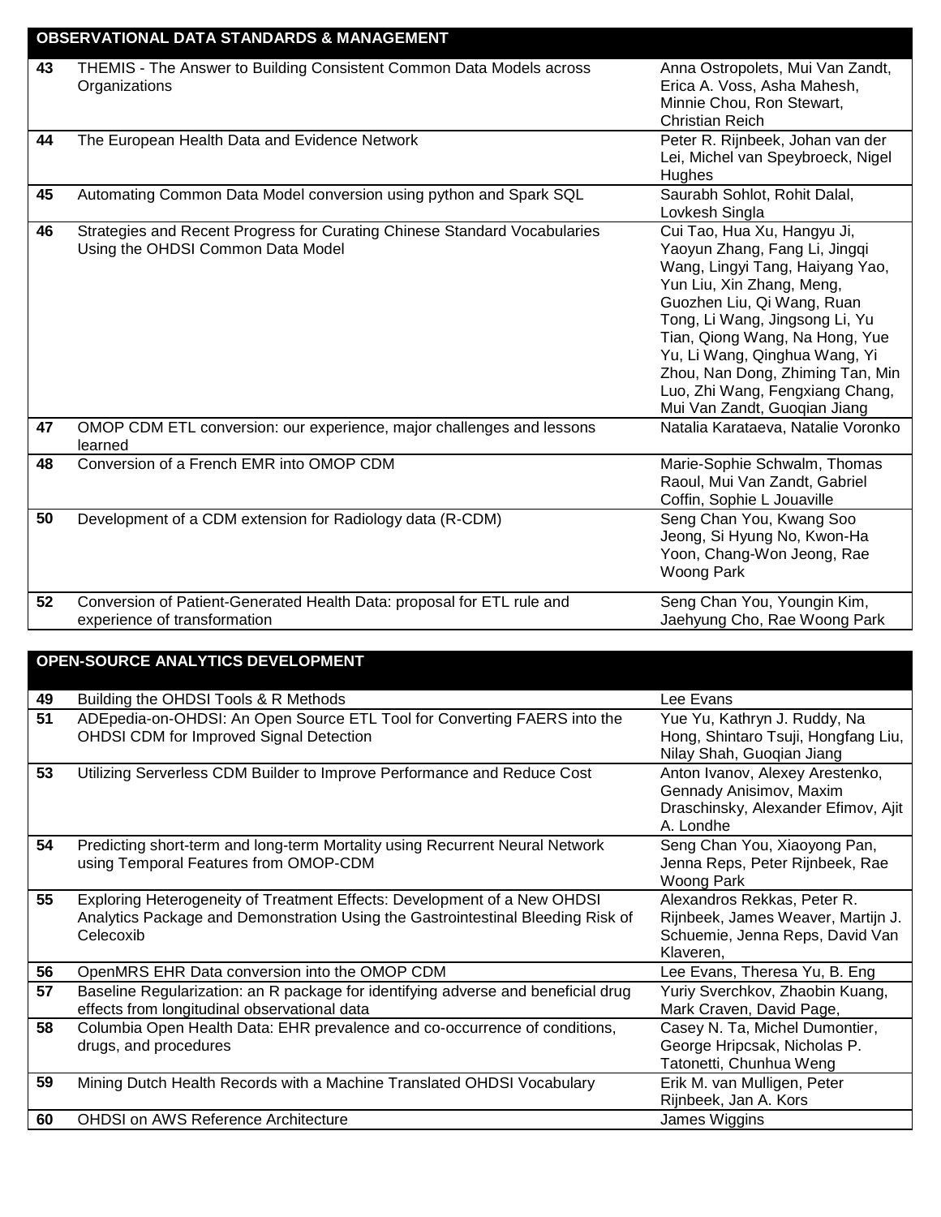| OBSERVATIONAL DATA STANDARDS & MANAGEMENT | | |
|---|---|---|
| 43 | THEMIS - The Answer to Building Consistent Common Data Models across Organizations | Anna Ostropolets, Mui Van Zandt, Erica A. Voss, Asha Mahesh, Minnie Chou, Ron Stewart, Christian Reich |
| 44 | The European Health Data and Evidence Network | Peter R. Rijnbeek, Johan van der Lei, Michel van Speybroeck, Nigel Hughes |
| 45 | Automating Common Data Model conversion using python and Spark SQL | Saurabh Sohlot, Rohit Dalal, Lovkesh Singla |
| 46 | Strategies and Recent Progress for Curating Chinese Standard Vocabularies Using the OHDSI Common Data Model | Cui Tao, Hua Xu, Hangyu Ji, Yaoyun Zhang, Fang Li, Jingqi Wang, Lingyi Tang, Haiyang Yao, Yun Liu, Xin Zhang, Meng, Guozhen Liu, Qi Wang, Ruan Tong, Li Wang, Jingsong Li, Yu Tian, Qiong Wang, Na Hong, Yue Yu, Li Wang, Qinghua Wang, Yi Zhou, Nan Dong, Zhiming Tan, Min Luo, Zhi Wang, Fengxiang Chang, Mui Van Zandt, Guoqian Jiang |
| 47 | OMOP CDM ETL conversion: our experience, major challenges and lessons learned | Natalia Karataeva, Natalie Voronko |
| 48 | Conversion of a French EMR into OMOP CDM | Marie-Sophie Schwalm, Thomas Raoul, Mui Van Zandt, Gabriel Coffin, Sophie L Jouaville |
| 50 | Development of a CDM extension for Radiology data (R-CDM) | Seng Chan You, Kwang Soo Jeong, Si Hyung No, Kwon-Ha Yoon, Chang-Won Jeong, Rae Woong Park |
| 52 | Conversion of Patient-Generated Health Data: proposal for ETL rule and experience of transformation | Seng Chan You, Youngin Kim, Jaehyung Cho, Rae Woong Park |

| OPEN-SOURCE ANALYTICS DEVELOPMENT | | |
|---|---|---|
| 49 | Building the OHDSI Tools & R Methods | Lee Evans |
| 51 | ADEpedia-on-OHDSI: An Open Source ETL Tool for Converting FAERS into the OHDSI CDM for Improved Signal Detection | Yue Yu, Kathryn J. Ruddy, Na Hong, Shintaro Tsuji, Hongfang Liu, Nilay Shah, Guoqian Jiang |
| 53 | Utilizing Serverless CDM Builder to Improve Performance and Reduce Cost | Anton Ivanov, Alexey Arestenko, Gennady Anisimov, Maxim Draschinsky, Alexander Efimov, Ajit A. Londhe |
| 54 | Predicting short-term and long-term Mortality using Recurrent Neural Network using Temporal Features from OMOP-CDM | Seng Chan You, Xiaoyong Pan, Jenna Reps, Peter Rijnbeek, Rae Woong Park |
| 55 | Exploring Heterogeneity of Treatment Effects: Development of a New OHDSI Analytics Package and Demonstration Using the Gastrointestinal Bleeding Risk of Celecoxib | Alexandros Rekkas, Peter R. Rijnbeek, James Weaver, Martijn J. Schuemie, Jenna Reps, David Van Klaveren, |
| 56 | OpenMRS EHR Data conversion into the OMOP CDM | Lee Evans, Theresa Yu, B. Eng |
| 57 | Baseline Regularization: an R package for identifying adverse and beneficial drug effects from longitudinal observational data | Yuriy Sverchkov, Zhaobin Kuang, Mark Craven, David Page, |
| 58 | Columbia Open Health Data: EHR prevalence and co-occurrence of conditions, drugs, and procedures | Casey N. Ta, Michel Dumontier, George Hripcsak, Nicholas P. Tatonetti, Chunhua Weng |
| 59 | Mining Dutch Health Records with a Machine Translated OHDSI Vocabulary | Erik M. van Mulligen, Peter Rijnbeek, Jan A. Kors |
| 60 | OHDSI on AWS Reference Architecture | James Wiggins |